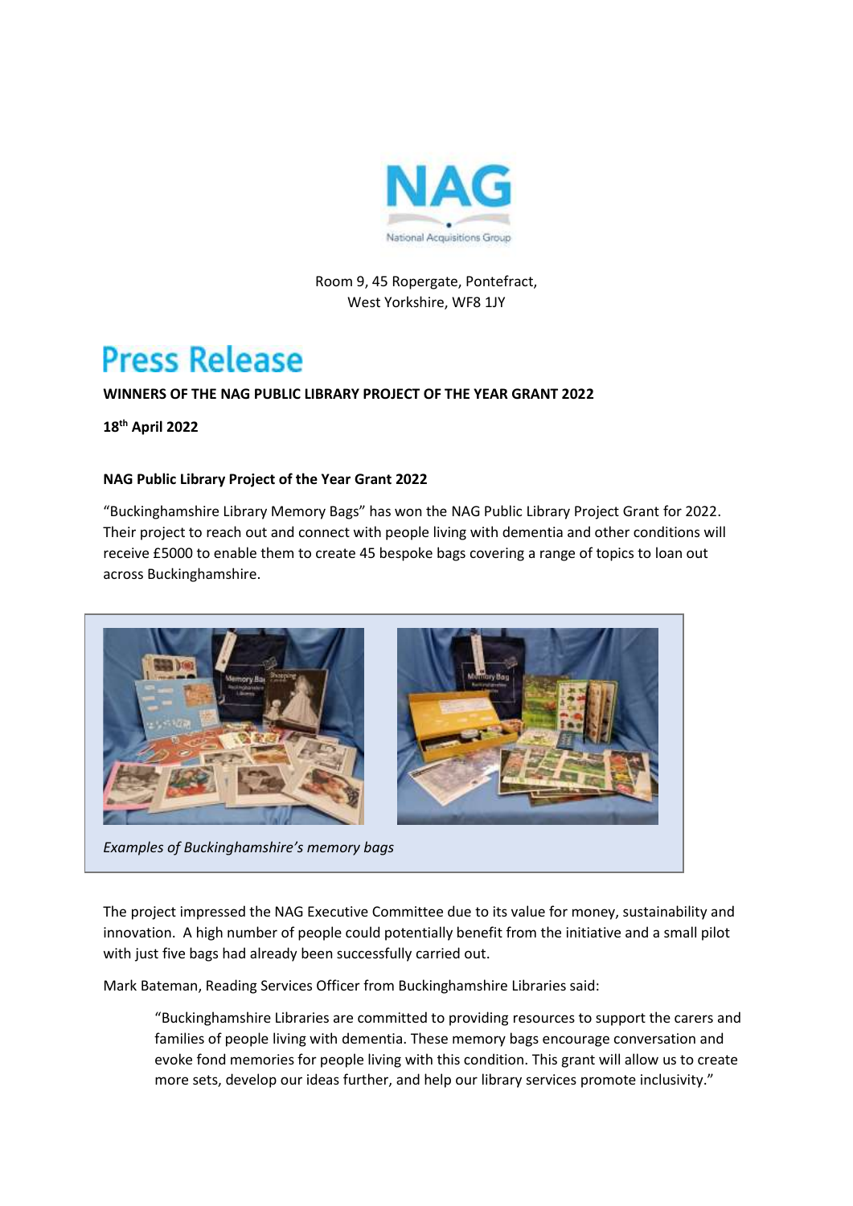NAG

National Acquisitions Group

Room 9, 45 Ropergate, Pontefract,
West Yorkshire, WF8 1JY

# Press Release

**WINNERS OF THE NAG PUBLIC LIBRARY PROJECT OF THE YEAR GRANT 2022**

**18th April 2022**

### NAG Public Library Project of the Year Grant 2022

"Buckinghamshire Library Memory Bags" has won the NAG Public Library Project Grant for 2022. Their project to reach out and connect with people living with dementia and other conditions will receive £5000 to enable them to create 45 bespoke bags covering a range of topics to loan out across Buckinghamshire.

*Examples of Buckinghamshire's memory bags*

The project impressed the NAG Executive Committee due to its value for money, sustainability and innovation. A high number of people could potentially benefit from the initiative and a small pilot with just five bags had already been successfully carried out.

Mark Bateman, Reading Services Officer from Buckinghamshire Libraries said:

> "Buckinghamshire Libraries are committed to providing resources to support the carers and families of people living with dementia. These memory bags encourage conversation and evoke fond memories for people living with this condition. This grant will allow us to create more sets, develop our ideas further, and help our library services promote inclusivity."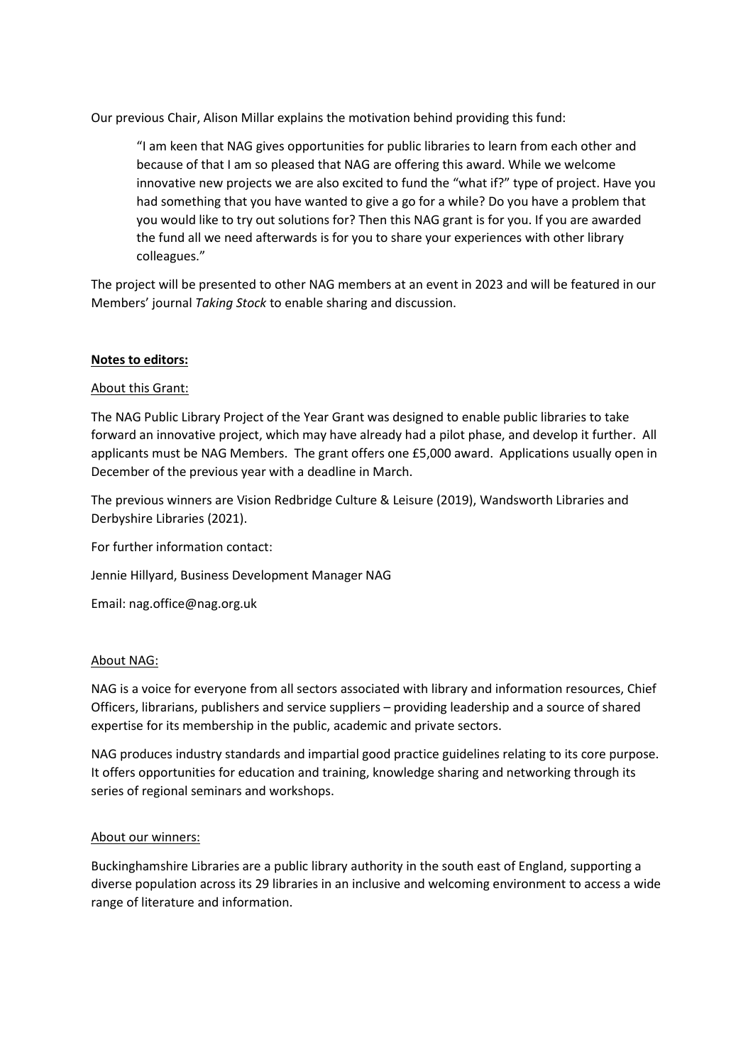Our previous Chair, Alison Millar explains the motivation behind providing this fund:

> "I am keen that NAG gives opportunities for public libraries to learn from each other and because of that I am so pleased that NAG are offering this award. While we welcome innovative new projects we are also excited to fund the "what if?" type of project. Have you had something that you have wanted to give a go for a while? Do you have a problem that you would like to try out solutions for? Then this NAG grant is for you. If you are awarded the fund all we need afterwards is for you to share your experiences with other library colleagues."

The project will be presented to other NAG members at an event in 2023 and will be featured in our Members' journal *Taking Stock* to enable sharing and discussion.

**Notes to editors:**

About this Grant:

The NAG Public Library Project of the Year Grant was designed to enable public libraries to take forward an innovative project, which may have already had a pilot phase, and develop it further. All applicants must be NAG Members. The grant offers one £5,000 award. Applications usually open in December of the previous year with a deadline in March.

The previous winners are Vision Redbridge Culture & Leisure (2019), Wandsworth Libraries and Derbyshire Libraries (2021).

For further information contact:

Jennie Hillyard, Business Development Manager NAG

Email: nag.office@nag.org.uk

About NAG:

NAG is a voice for everyone from all sectors associated with library and information resources, Chief Officers, librarians, publishers and service suppliers – providing leadership and a source of shared expertise for its membership in the public, academic and private sectors.

NAG produces industry standards and impartial good practice guidelines relating to its core purpose. It offers opportunities for education and training, knowledge sharing and networking through its series of regional seminars and workshops.

About our winners:

Buckinghamshire Libraries are a public library authority in the south east of England, supporting a diverse population across its 29 libraries in an inclusive and welcoming environment to access a wide range of literature and information.